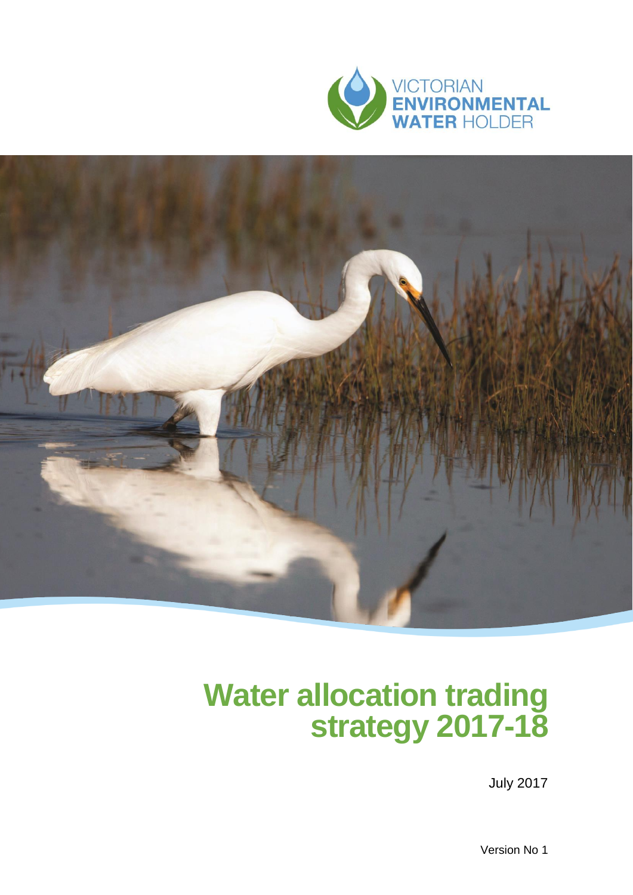VICTORIAN
**ENVIRONMENTAL**
**WATER** HOLDER

# Water allocation trading strategy 2017-18

July 2017

Version No 1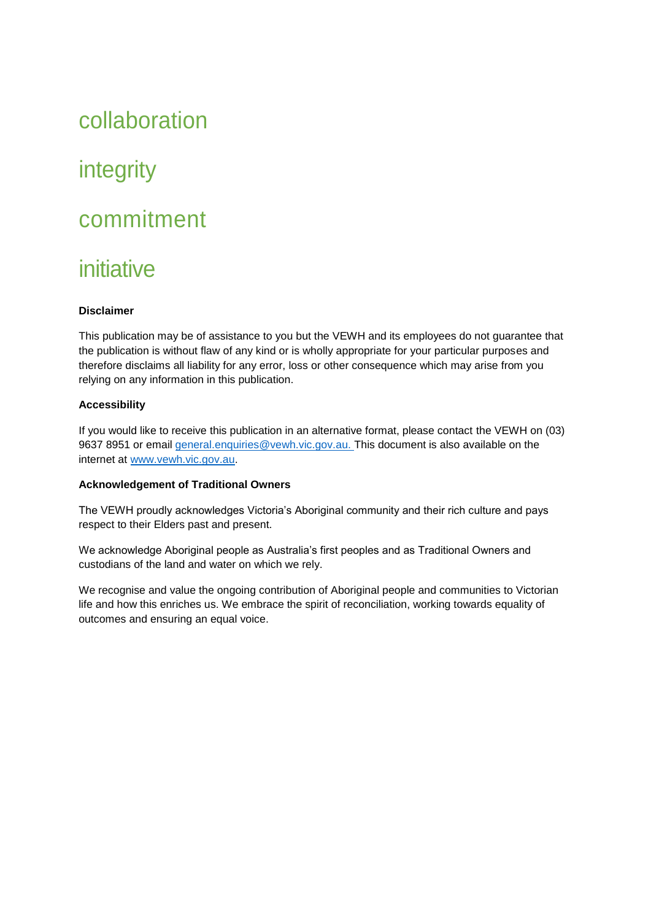collaboration

integrity

commitment

initiative

**Disclaimer**

This publication may be of assistance to you but the VEWH and its employees do not guarantee that the publication is without flaw of any kind or is wholly appropriate for your particular purposes and therefore disclaims all liability for any error, loss or other consequence which may arise from you relying on any information in this publication.

**Accessibility**

If you would like to receive this publication in an alternative format, please contact the VEWH on (03) 9637 8951 or email general.enquiries@vewh.vic.gov.au. This document is also available on the internet at www.vewh.vic.gov.au.

**Acknowledgement of Traditional Owners**

The VEWH proudly acknowledges Victoria's Aboriginal community and their rich culture and pays respect to their Elders past and present.

We acknowledge Aboriginal people as Australia's first peoples and as Traditional Owners and custodians of the land and water on which we rely.

We recognise and value the ongoing contribution of Aboriginal people and communities to Victorian life and how this enriches us. We embrace the spirit of reconciliation, working towards equality of outcomes and ensuring an equal voice.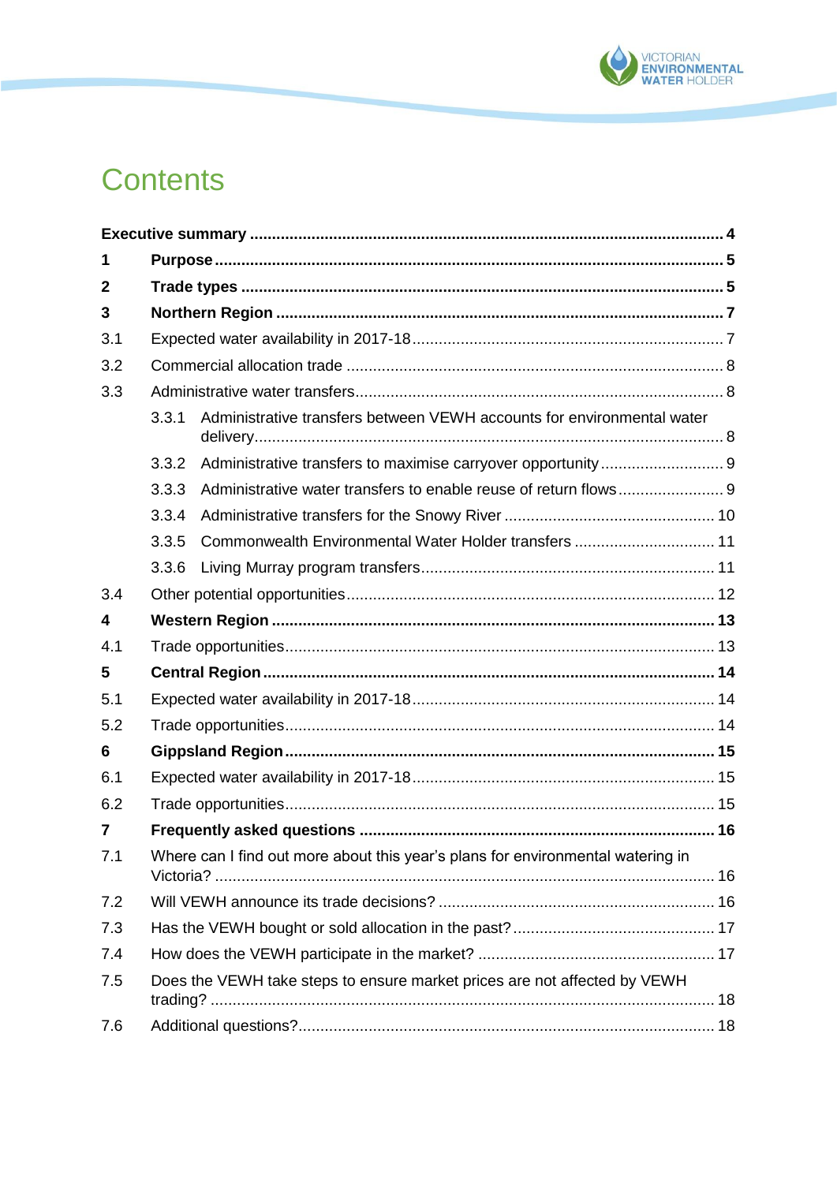# Contents

**Executive summary** ..... **4**

**1 Purpose** ..... **5**

**2 Trade types** ..... **5**

**3 Northern Region** ..... **7**

3.1 Expected water availability in 2017-18 ..... 7

3.2 Commercial allocation trade ..... 8

3.3 Administrative water transfers ..... 8

- 3.3.1 Administrative transfers between VEWH accounts for environmental water delivery ..... 8
- 3.3.2 Administrative transfers to maximise carryover opportunity ..... 9
- 3.3.3 Administrative water transfers to enable reuse of return flows ..... 9
- 3.3.4 Administrative transfers for the Snowy River ..... 10
- 3.3.5 Commonwealth Environmental Water Holder transfers ..... 11
- 3.3.6 Living Murray program transfers ..... 11

3.4 Other potential opportunities ..... 12

**4 Western Region** ..... **13**

4.1 Trade opportunities ..... 13

**5 Central Region** ..... **14**

5.1 Expected water availability in 2017-18 ..... 14

5.2 Trade opportunities ..... 14

**6 Gippsland Region** ..... **15**

6.1 Expected water availability in 2017-18 ..... 15

6.2 Trade opportunities ..... 15

**7 Frequently asked questions** ..... **16**

7.1 Where can I find out more about this year's plans for environmental watering in Victoria? ..... 16

7.2 Will VEWH announce its trade decisions? ..... 16

7.3 Has the VEWH bought or sold allocation in the past? ..... 17

7.4 How does the VEWH participate in the market? ..... 17

7.5 Does the VEWH take steps to ensure market prices are not affected by VEWH trading? ..... 18

7.6 Additional questions? ..... 18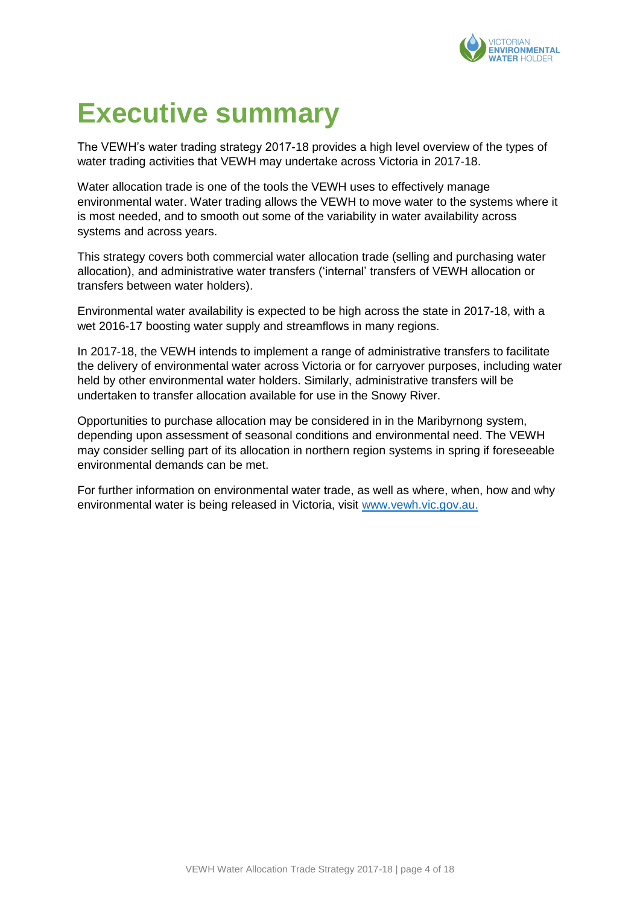# Executive summary

The VEWH's water trading strategy 2017-18 provides a high level overview of the types of water trading activities that VEWH may undertake across Victoria in 2017-18.

Water allocation trade is one of the tools the VEWH uses to effectively manage environmental water. Water trading allows the VEWH to move water to the systems where it is most needed, and to smooth out some of the variability in water availability across systems and across years.

This strategy covers both commercial water allocation trade (selling and purchasing water allocation), and administrative water transfers ('internal' transfers of VEWH allocation or transfers between water holders).

Environmental water availability is expected to be high across the state in 2017-18, with a wet 2016-17 boosting water supply and streamflows in many regions.

In 2017-18, the VEWH intends to implement a range of administrative transfers to facilitate the delivery of environmental water across Victoria or for carryover purposes, including water held by other environmental water holders. Similarly, administrative transfers will be undertaken to transfer allocation available for use in the Snowy River.

Opportunities to purchase allocation may be considered in in the Maribyrnong system, depending upon assessment of seasonal conditions and environmental need. The VEWH may consider selling part of its allocation in northern region systems in spring if foreseeable environmental demands can be met.

For further information on environmental water trade, as well as where, when, how and why environmental water is being released in Victoria, visit [www.vewh.vic.gov.au.](http://www.vewh.vic.gov.au)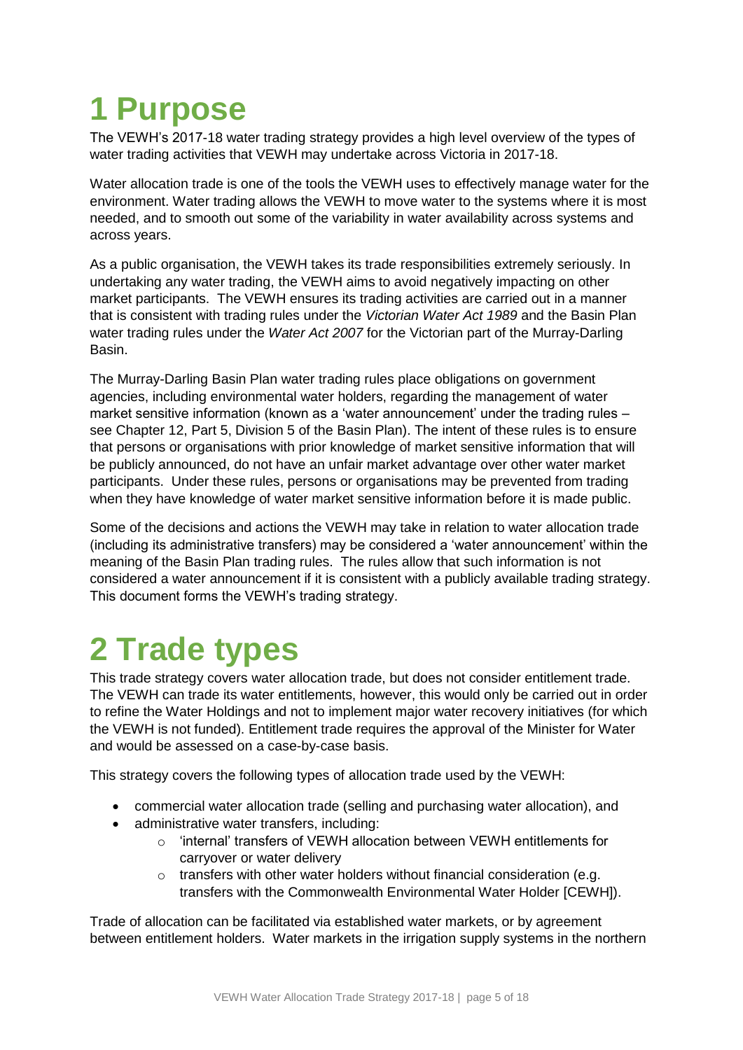# 1 Purpose

The VEWH's 2017-18 water trading strategy provides a high level overview of the types of water trading activities that VEWH may undertake across Victoria in 2017-18.

Water allocation trade is one of the tools the VEWH uses to effectively manage water for the environment. Water trading allows the VEWH to move water to the systems where it is most needed, and to smooth out some of the variability in water availability across systems and across years.

As a public organisation, the VEWH takes its trade responsibilities extremely seriously. In undertaking any water trading, the VEWH aims to avoid negatively impacting on other market participants. The VEWH ensures its trading activities are carried out in a manner that is consistent with trading rules under the *Victorian Water Act 1989* and the Basin Plan water trading rules under the *Water Act 2007* for the Victorian part of the Murray-Darling Basin.

The Murray-Darling Basin Plan water trading rules place obligations on government agencies, including environmental water holders, regarding the management of water market sensitive information (known as a 'water announcement' under the trading rules – see Chapter 12, Part 5, Division 5 of the Basin Plan). The intent of these rules is to ensure that persons or organisations with prior knowledge of market sensitive information that will be publicly announced, do not have an unfair market advantage over other water market participants. Under these rules, persons or organisations may be prevented from trading when they have knowledge of water market sensitive information before it is made public.

Some of the decisions and actions the VEWH may take in relation to water allocation trade (including its administrative transfers) may be considered a 'water announcement' within the meaning of the Basin Plan trading rules. The rules allow that such information is not considered a water announcement if it is consistent with a publicly available trading strategy. This document forms the VEWH's trading strategy.

# 2 Trade types

This trade strategy covers water allocation trade, but does not consider entitlement trade. The VEWH can trade its water entitlements, however, this would only be carried out in order to refine the Water Holdings and not to implement major water recovery initiatives (for which the VEWH is not funded). Entitlement trade requires the approval of the Minister for Water and would be assessed on a case-by-case basis.

This strategy covers the following types of allocation trade used by the VEWH:

- commercial water allocation trade (selling and purchasing water allocation), and
- administrative water transfers, including:
  - 'internal' transfers of VEWH allocation between VEWH entitlements for carryover or water delivery
  - transfers with other water holders without financial consideration (e.g. transfers with the Commonwealth Environmental Water Holder [CEWH]).

Trade of allocation can be facilitated via established water markets, or by agreement between entitlement holders. Water markets in the irrigation supply systems in the northern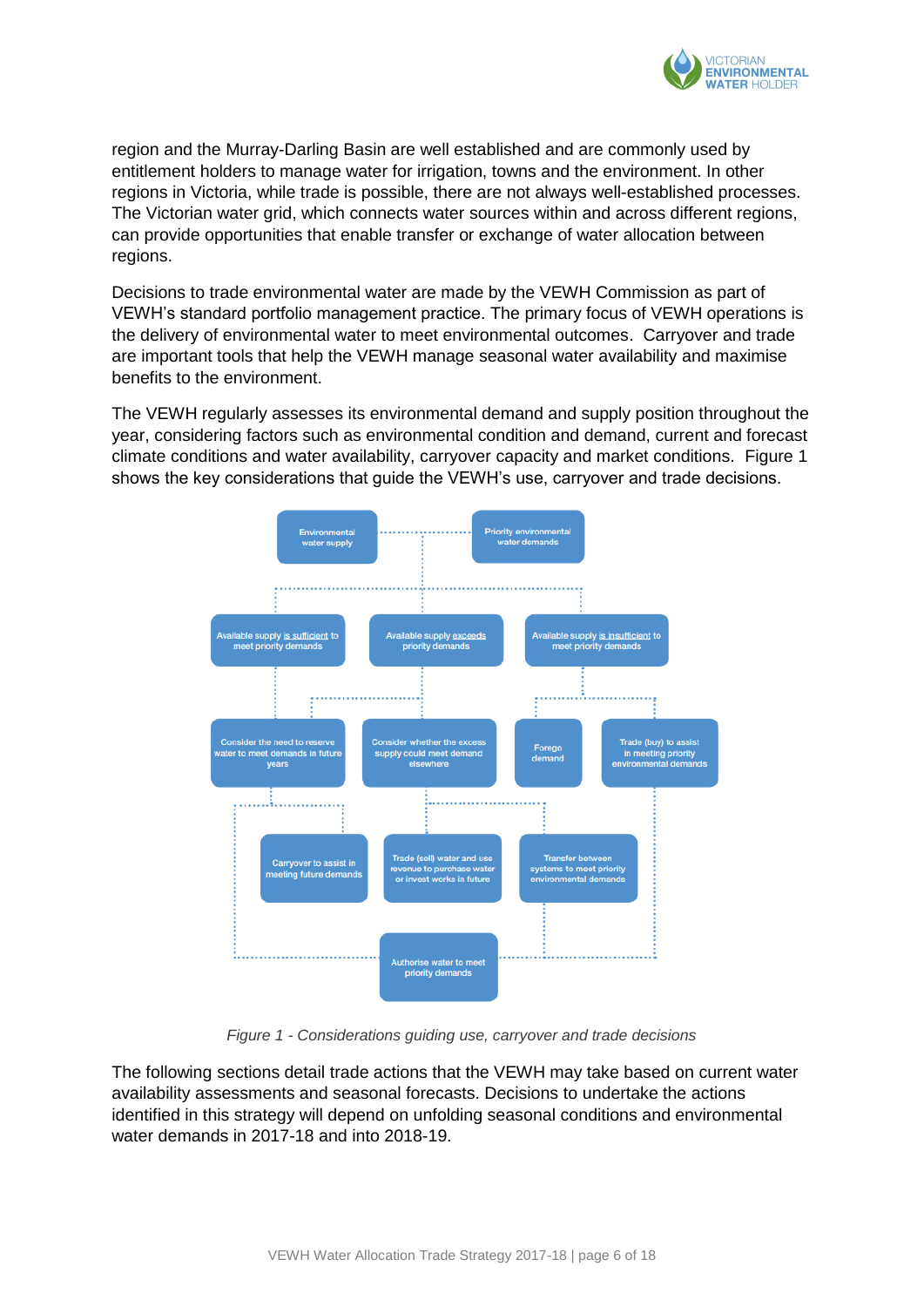region and the Murray-Darling Basin are well established and are commonly used by entitlement holders to manage water for irrigation, towns and the environment. In other regions in Victoria, while trade is possible, there are not always well-established processes. The Victorian water grid, which connects water sources within and across different regions, can provide opportunities that enable transfer or exchange of water allocation between regions.

Decisions to trade environmental water are made by the VEWH Commission as part of VEWH's standard portfolio management practice. The primary focus of VEWH operations is the delivery of environmental water to meet environmental outcomes. Carryover and trade are important tools that help the VEWH manage seasonal water availability and maximise benefits to the environment.

The VEWH regularly assesses its environmental demand and supply position throughout the year, considering factors such as environmental condition and demand, current and forecast climate conditions and water availability, carryover capacity and market conditions. Figure 1 shows the key considerations that guide the VEWH's use, carryover and trade decisions.

Environmental water supply

Priority environmental water demands

Available supply is sufficient to meet priority demands

Available supply exceeds priority demands

Available supply is insufficient to meet priority demands

Consider the need to reserve water to meet demands in future years

Consider whether the excess supply could meet demand elsewhere

Forego demand

Trade (buy) to assist in meeting priority environmental demands

Carryover to assist in meeting future demands

Trade (sell) water and use revenue to purchase water or invest works in future

Transfer between systems to meet priority environmental demands

Authorise water to meet priority demands

*Figure 1 - Considerations guiding use, carryover and trade decisions*

The following sections detail trade actions that the VEWH may take based on current water availability assessments and seasonal forecasts. Decisions to undertake the actions identified in this strategy will depend on unfolding seasonal conditions and environmental water demands in 2017-18 and into 2018-19.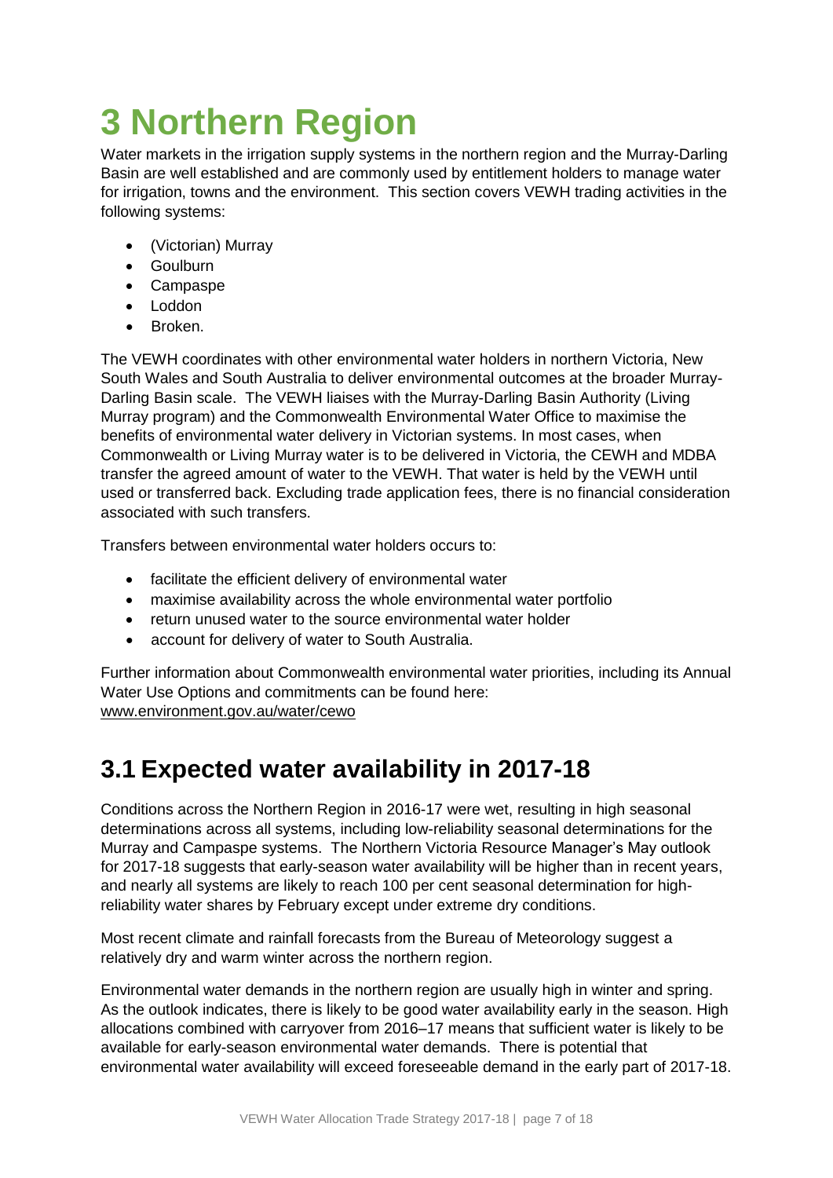# 3 Northern Region

Water markets in the irrigation supply systems in the northern region and the Murray-Darling Basin are well established and are commonly used by entitlement holders to manage water for irrigation, towns and the environment. This section covers VEWH trading activities in the following systems:

- (Victorian) Murray
- Goulburn
- Campaspe
- Loddon
- Broken.

The VEWH coordinates with other environmental water holders in northern Victoria, New South Wales and South Australia to deliver environmental outcomes at the broader Murray-Darling Basin scale. The VEWH liaises with the Murray-Darling Basin Authority (Living Murray program) and the Commonwealth Environmental Water Office to maximise the benefits of environmental water delivery in Victorian systems. In most cases, when Commonwealth or Living Murray water is to be delivered in Victoria, the CEWH and MDBA transfer the agreed amount of water to the VEWH. That water is held by the VEWH until used or transferred back. Excluding trade application fees, there is no financial consideration associated with such transfers.

Transfers between environmental water holders occurs to:

- facilitate the efficient delivery of environmental water
- maximise availability across the whole environmental water portfolio
- return unused water to the source environmental water holder
- account for delivery of water to South Australia.

Further information about Commonwealth environmental water priorities, including its Annual Water Use Options and commitments can be found here:
www.environment.gov.au/water/cewo

## 3.1 Expected water availability in 2017-18

Conditions across the Northern Region in 2016-17 were wet, resulting in high seasonal determinations across all systems, including low-reliability seasonal determinations for the Murray and Campaspe systems. The Northern Victoria Resource Manager's May outlook for 2017-18 suggests that early-season water availability will be higher than in recent years, and nearly all systems are likely to reach 100 per cent seasonal determination for high-reliability water shares by February except under extreme dry conditions.

Most recent climate and rainfall forecasts from the Bureau of Meteorology suggest a relatively dry and warm winter across the northern region.

Environmental water demands in the northern region are usually high in winter and spring. As the outlook indicates, there is likely to be good water availability early in the season. High allocations combined with carryover from 2016–17 means that sufficient water is likely to be available for early-season environmental water demands. There is potential that environmental water availability will exceed foreseeable demand in the early part of 2017-18.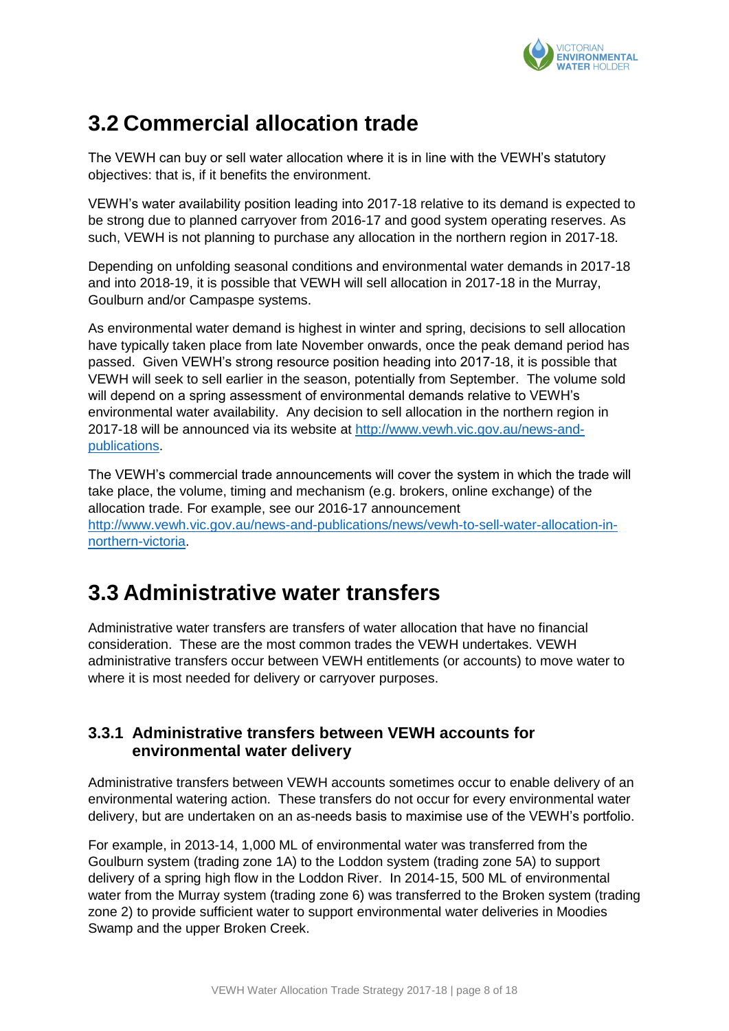## 3.2 Commercial allocation trade

The VEWH can buy or sell water allocation where it is in line with the VEWH's statutory objectives: that is, if it benefits the environment.

VEWH's water availability position leading into 2017-18 relative to its demand is expected to be strong due to planned carryover from 2016-17 and good system operating reserves. As such, VEWH is not planning to purchase any allocation in the northern region in 2017-18.

Depending on unfolding seasonal conditions and environmental water demands in 2017-18 and into 2018-19, it is possible that VEWH will sell allocation in 2017-18 in the Murray, Goulburn and/or Campaspe systems.

As environmental water demand is highest in winter and spring, decisions to sell allocation have typically taken place from late November onwards, once the peak demand period has passed. Given VEWH's strong resource position heading into 2017-18, it is possible that VEWH will seek to sell earlier in the season, potentially from September. The volume sold will depend on a spring assessment of environmental demands relative to VEWH's environmental water availability. Any decision to sell allocation in the northern region in 2017-18 will be announced via its website at [http://www.vewh.vic.gov.au/news-and-publications](http://www.vewh.vic.gov.au/news-and-publications).

The VEWH's commercial trade announcements will cover the system in which the trade will take place, the volume, timing and mechanism (e.g. brokers, online exchange) of the allocation trade. For example, see our 2016-17 announcement [http://www.vewh.vic.gov.au/news-and-publications/news/vewh-to-sell-water-allocation-in-northern-victoria](http://www.vewh.vic.gov.au/news-and-publications/news/vewh-to-sell-water-allocation-in-northern-victoria).

## 3.3 Administrative water transfers

Administrative water transfers are transfers of water allocation that have no financial consideration. These are the most common trades the VEWH undertakes. VEWH administrative transfers occur between VEWH entitlements (or accounts) to move water to where it is most needed for delivery or carryover purposes.

### 3.3.1 Administrative transfers between VEWH accounts for environmental water delivery

Administrative transfers between VEWH accounts sometimes occur to enable delivery of an environmental watering action. These transfers do not occur for every environmental water delivery, but are undertaken on an as-needs basis to maximise use of the VEWH's portfolio.

For example, in 2013-14, 1,000 ML of environmental water was transferred from the Goulburn system (trading zone 1A) to the Loddon system (trading zone 5A) to support delivery of a spring high flow in the Loddon River. In 2014-15, 500 ML of environmental water from the Murray system (trading zone 6) was transferred to the Broken system (trading zone 2) to provide sufficient water to support environmental water deliveries in Moodies Swamp and the upper Broken Creek.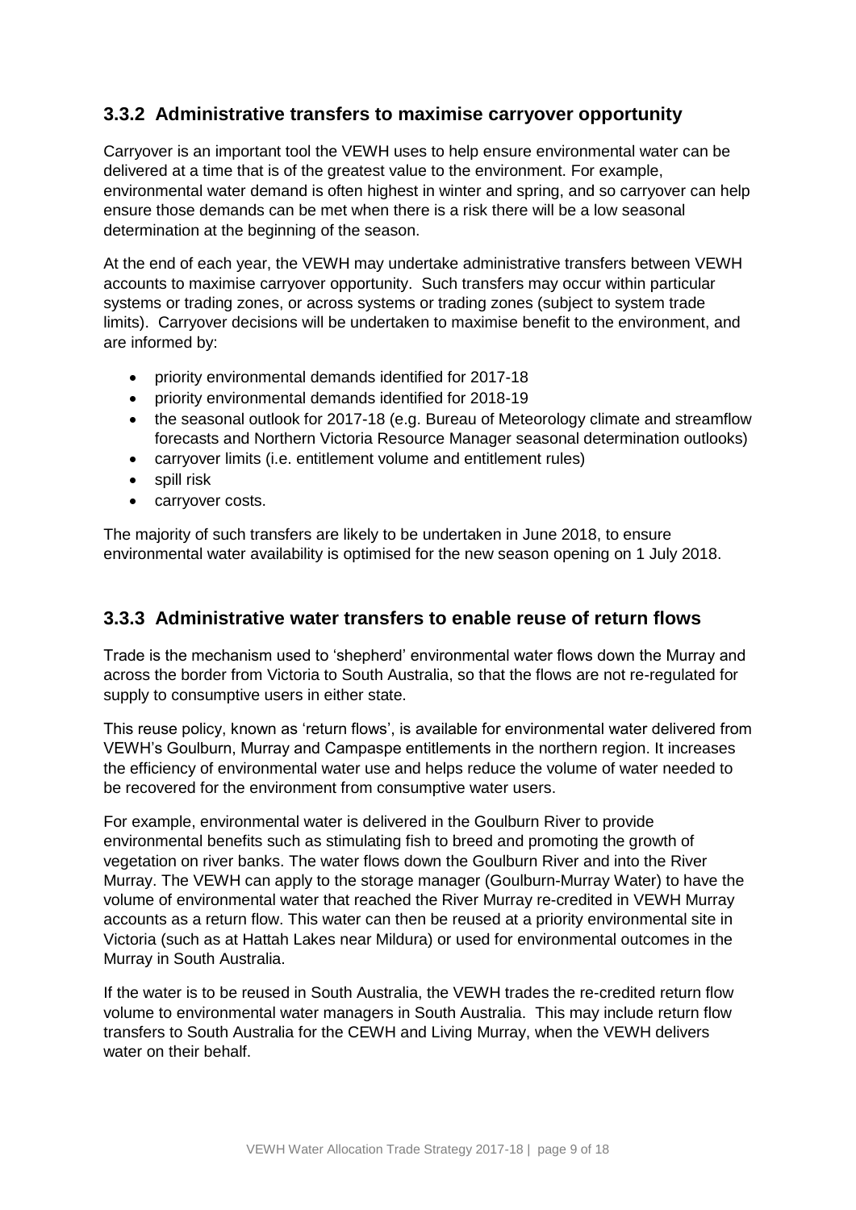### 3.3.2 Administrative transfers to maximise carryover opportunity

Carryover is an important tool the VEWH uses to help ensure environmental water can be delivered at a time that is of the greatest value to the environment. For example, environmental water demand is often highest in winter and spring, and so carryover can help ensure those demands can be met when there is a risk there will be a low seasonal determination at the beginning of the season.

At the end of each year, the VEWH may undertake administrative transfers between VEWH accounts to maximise carryover opportunity. Such transfers may occur within particular systems or trading zones, or across systems or trading zones (subject to system trade limits). Carryover decisions will be undertaken to maximise benefit to the environment, and are informed by:

- priority environmental demands identified for 2017-18
- priority environmental demands identified for 2018-19
- the seasonal outlook for 2017-18 (e.g. Bureau of Meteorology climate and streamflow forecasts and Northern Victoria Resource Manager seasonal determination outlooks)
- carryover limits (i.e. entitlement volume and entitlement rules)
- spill risk
- carryover costs.

The majority of such transfers are likely to be undertaken in June 2018, to ensure environmental water availability is optimised for the new season opening on 1 July 2018.

### 3.3.3 Administrative water transfers to enable reuse of return flows

Trade is the mechanism used to 'shepherd' environmental water flows down the Murray and across the border from Victoria to South Australia, so that the flows are not re-regulated for supply to consumptive users in either state.

This reuse policy, known as 'return flows', is available for environmental water delivered from VEWH's Goulburn, Murray and Campaspe entitlements in the northern region. It increases the efficiency of environmental water use and helps reduce the volume of water needed to be recovered for the environment from consumptive water users.

For example, environmental water is delivered in the Goulburn River to provide environmental benefits such as stimulating fish to breed and promoting the growth of vegetation on river banks. The water flows down the Goulburn River and into the River Murray. The VEWH can apply to the storage manager (Goulburn-Murray Water) to have the volume of environmental water that reached the River Murray re-credited in VEWH Murray accounts as a return flow. This water can then be reused at a priority environmental site in Victoria (such as at Hattah Lakes near Mildura) or used for environmental outcomes in the Murray in South Australia.

If the water is to be reused in South Australia, the VEWH trades the re-credited return flow volume to environmental water managers in South Australia. This may include return flow transfers to South Australia for the CEWH and Living Murray, when the VEWH delivers water on their behalf.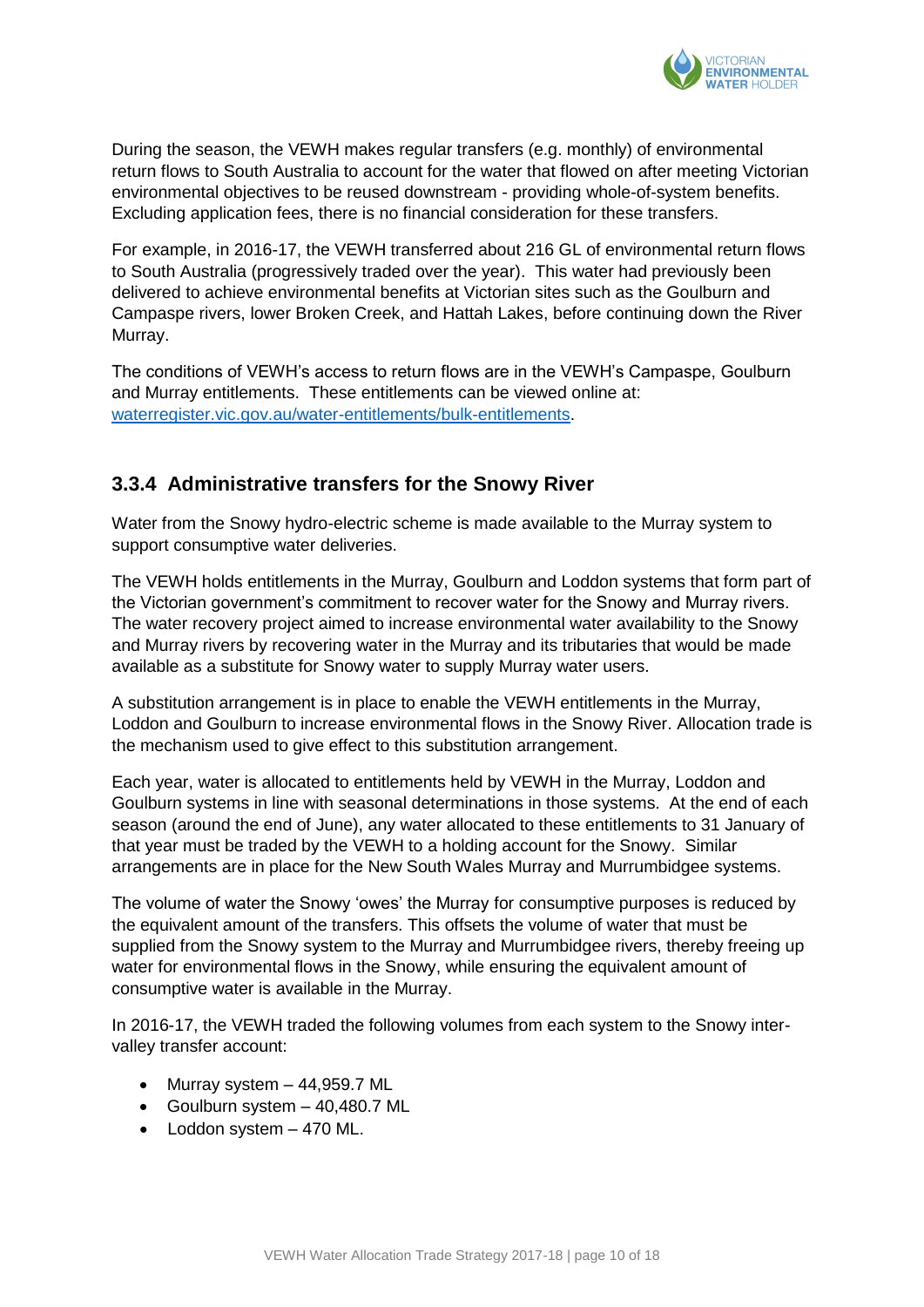During the season, the VEWH makes regular transfers (e.g. monthly) of environmental return flows to South Australia to account for the water that flowed on after meeting Victorian environmental objectives to be reused downstream - providing whole-of-system benefits. Excluding application fees, there is no financial consideration for these transfers.

For example, in 2016-17, the VEWH transferred about 216 GL of environmental return flows to South Australia (progressively traded over the year). This water had previously been delivered to achieve environmental benefits at Victorian sites such as the Goulburn and Campaspe rivers, lower Broken Creek, and Hattah Lakes, before continuing down the River Murray.

The conditions of VEWH's access to return flows are in the VEWH's Campaspe, Goulburn and Murray entitlements. These entitlements can be viewed online at: [waterregister.vic.gov.au/water-entitlements/bulk-entitlements](waterregister.vic.gov.au/water-entitlements/bulk-entitlements).

### 3.3.4 Administrative transfers for the Snowy River

Water from the Snowy hydro-electric scheme is made available to the Murray system to support consumptive water deliveries.

The VEWH holds entitlements in the Murray, Goulburn and Loddon systems that form part of the Victorian government's commitment to recover water for the Snowy and Murray rivers. The water recovery project aimed to increase environmental water availability to the Snowy and Murray rivers by recovering water in the Murray and its tributaries that would be made available as a substitute for Snowy water to supply Murray water users.

A substitution arrangement is in place to enable the VEWH entitlements in the Murray, Loddon and Goulburn to increase environmental flows in the Snowy River. Allocation trade is the mechanism used to give effect to this substitution arrangement.

Each year, water is allocated to entitlements held by VEWH in the Murray, Loddon and Goulburn systems in line with seasonal determinations in those systems. At the end of each season (around the end of June), any water allocated to these entitlements to 31 January of that year must be traded by the VEWH to a holding account for the Snowy. Similar arrangements are in place for the New South Wales Murray and Murrumbidgee systems.

The volume of water the Snowy 'owes' the Murray for consumptive purposes is reduced by the equivalent amount of the transfers. This offsets the volume of water that must be supplied from the Snowy system to the Murray and Murrumbidgee rivers, thereby freeing up water for environmental flows in the Snowy, while ensuring the equivalent amount of consumptive water is available in the Murray.

In 2016-17, the VEWH traded the following volumes from each system to the Snowy inter-valley transfer account:

- Murray system – 44,959.7 ML
- Goulburn system – 40,480.7 ML
- Loddon system – 470 ML.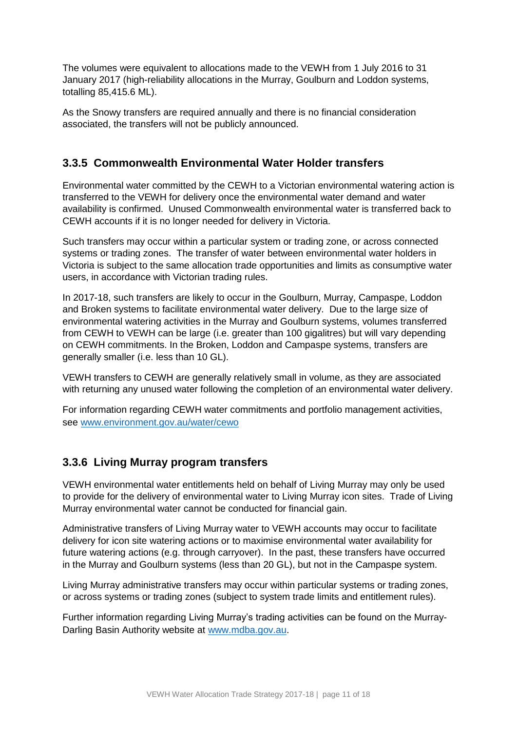The volumes were equivalent to allocations made to the VEWH from 1 July 2016 to 31 January 2017 (high-reliability allocations in the Murray, Goulburn and Loddon systems, totalling 85,415.6 ML).

As the Snowy transfers are required annually and there is no financial consideration associated, the transfers will not be publicly announced.

### 3.3.5 Commonwealth Environmental Water Holder transfers

Environmental water committed by the CEWH to a Victorian environmental watering action is transferred to the VEWH for delivery once the environmental water demand and water availability is confirmed. Unused Commonwealth environmental water is transferred back to CEWH accounts if it is no longer needed for delivery in Victoria.

Such transfers may occur within a particular system or trading zone, or across connected systems or trading zones. The transfer of water between environmental water holders in Victoria is subject to the same allocation trade opportunities and limits as consumptive water users, in accordance with Victorian trading rules.

In 2017-18, such transfers are likely to occur in the Goulburn, Murray, Campaspe, Loddon and Broken systems to facilitate environmental water delivery. Due to the large size of environmental watering activities in the Murray and Goulburn systems, volumes transferred from CEWH to VEWH can be large (i.e. greater than 100 gigalitres) but will vary depending on CEWH commitments. In the Broken, Loddon and Campaspe systems, transfers are generally smaller (i.e. less than 10 GL).

VEWH transfers to CEWH are generally relatively small in volume, as they are associated with returning any unused water following the completion of an environmental water delivery.

For information regarding CEWH water commitments and portfolio management activities, see [www.environment.gov.au/water/cewo](www.environment.gov.au/water/cewo)

### 3.3.6 Living Murray program transfers

VEWH environmental water entitlements held on behalf of Living Murray may only be used to provide for the delivery of environmental water to Living Murray icon sites. Trade of Living Murray environmental water cannot be conducted for financial gain.

Administrative transfers of Living Murray water to VEWH accounts may occur to facilitate delivery for icon site watering actions or to maximise environmental water availability for future watering actions (e.g. through carryover). In the past, these transfers have occurred in the Murray and Goulburn systems (less than 20 GL), but not in the Campaspe system.

Living Murray administrative transfers may occur within particular systems or trading zones, or across systems or trading zones (subject to system trade limits and entitlement rules).

Further information regarding Living Murray's trading activities can be found on the Murray-Darling Basin Authority website at [www.mdba.gov.au](www.mdba.gov.au).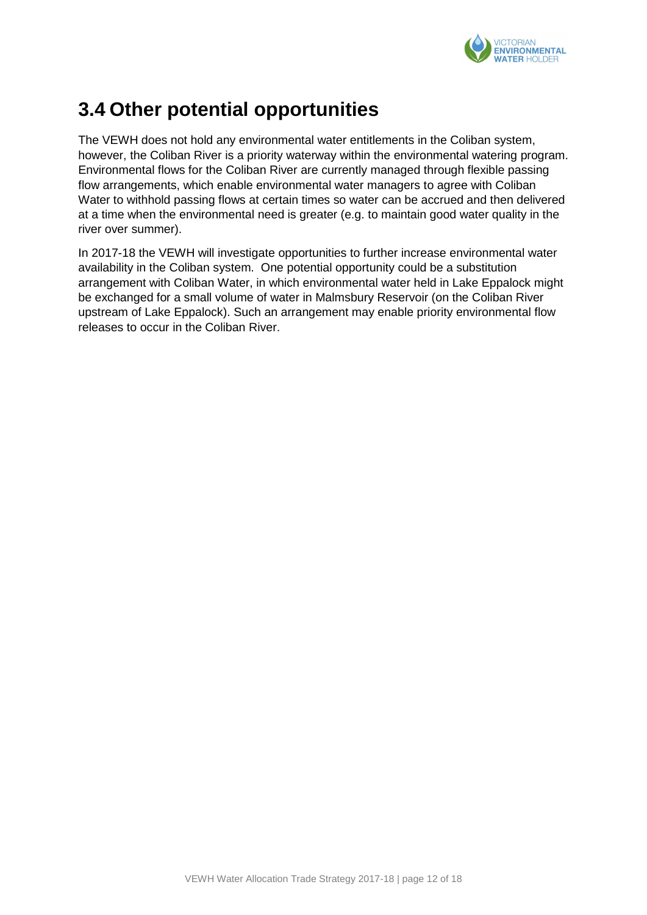## 3.4 Other potential opportunities

The VEWH does not hold any environmental water entitlements in the Coliban system, however, the Coliban River is a priority waterway within the environmental watering program. Environmental flows for the Coliban River are currently managed through flexible passing flow arrangements, which enable environmental water managers to agree with Coliban Water to withhold passing flows at certain times so water can be accrued and then delivered at a time when the environmental need is greater (e.g. to maintain good water quality in the river over summer).

In 2017-18 the VEWH will investigate opportunities to further increase environmental water availability in the Coliban system. One potential opportunity could be a substitution arrangement with Coliban Water, in which environmental water held in Lake Eppalock might be exchanged for a small volume of water in Malmsbury Reservoir (on the Coliban River upstream of Lake Eppalock). Such an arrangement may enable priority environmental flow releases to occur in the Coliban River.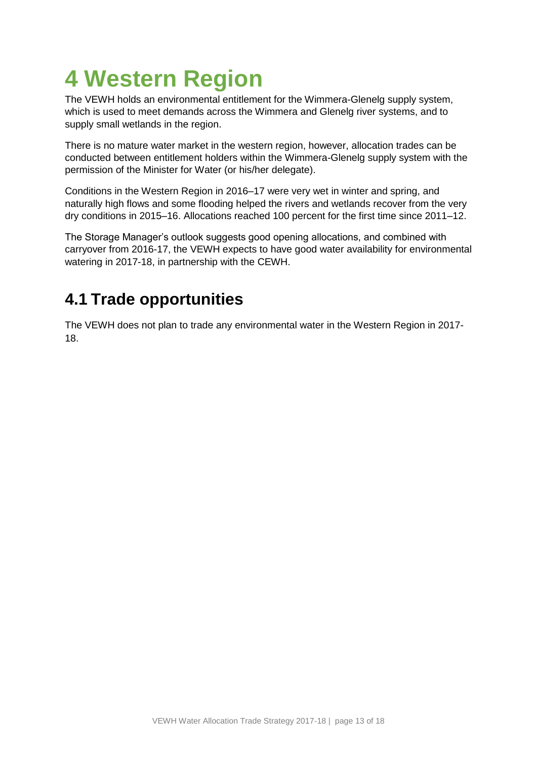# 4 Western Region

The VEWH holds an environmental entitlement for the Wimmera-Glenelg supply system, which is used to meet demands across the Wimmera and Glenelg river systems, and to supply small wetlands in the region.

There is no mature water market in the western region, however, allocation trades can be conducted between entitlement holders within the Wimmera-Glenelg supply system with the permission of the Minister for Water (or his/her delegate).

Conditions in the Western Region in 2016–17 were very wet in winter and spring, and naturally high flows and some flooding helped the rivers and wetlands recover from the very dry conditions in 2015–16. Allocations reached 100 percent for the first time since 2011–12.

The Storage Manager's outlook suggests good opening allocations, and combined with carryover from 2016-17, the VEWH expects to have good water availability for environmental watering in 2017-18, in partnership with the CEWH.

## 4.1 Trade opportunities

The VEWH does not plan to trade any environmental water in the Western Region in 2017-18.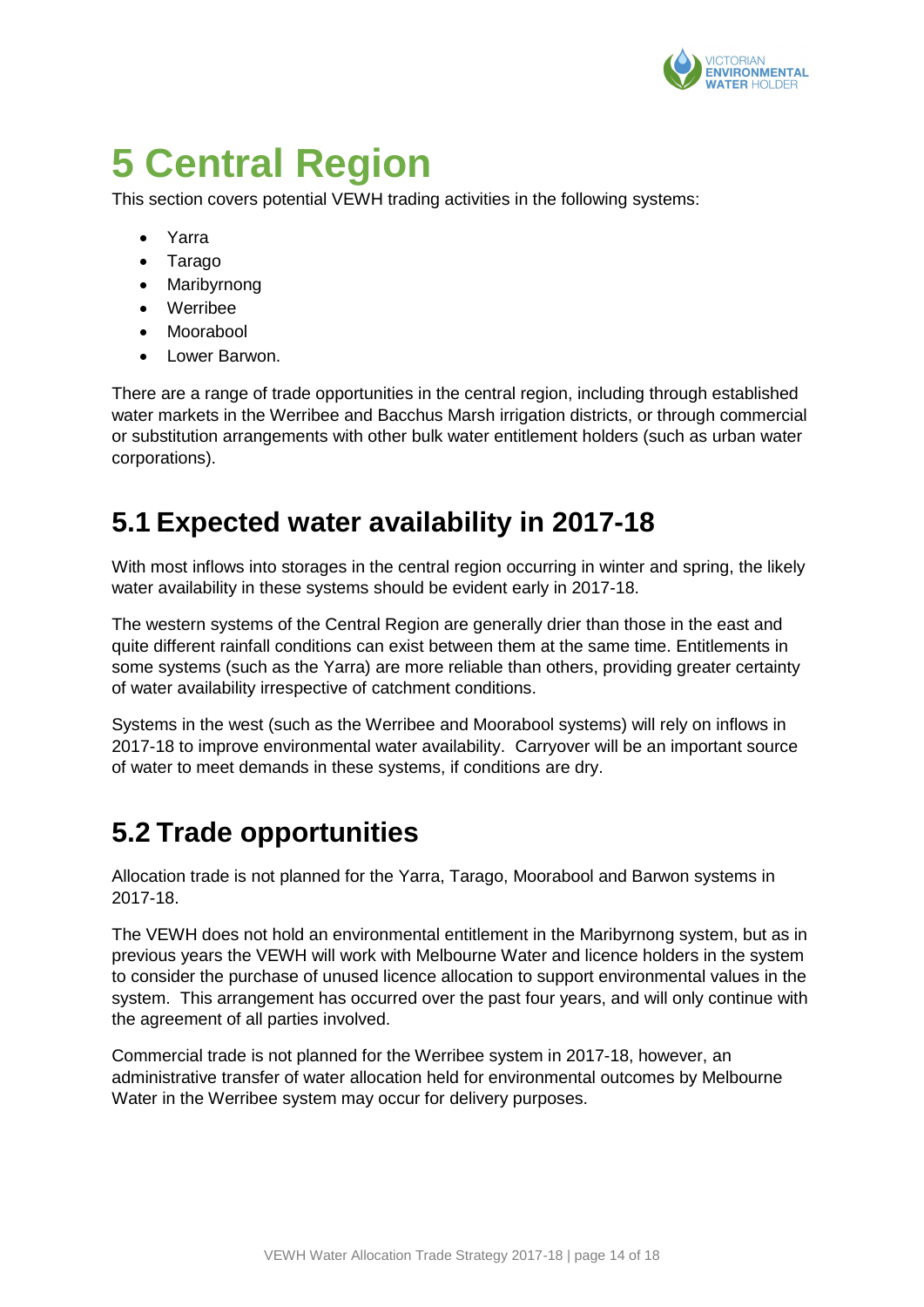# 5 Central Region

This section covers potential VEWH trading activities in the following systems:

- Yarra
- Tarago
- Maribyrnong
- Werribee
- Moorabool
- Lower Barwon.

There are a range of trade opportunities in the central region, including through established water markets in the Werribee and Bacchus Marsh irrigation districts, or through commercial or substitution arrangements with other bulk water entitlement holders (such as urban water corporations).

## 5.1 Expected water availability in 2017-18

With most inflows into storages in the central region occurring in winter and spring, the likely water availability in these systems should be evident early in 2017-18.

The western systems of the Central Region are generally drier than those in the east and quite different rainfall conditions can exist between them at the same time. Entitlements in some systems (such as the Yarra) are more reliable than others, providing greater certainty of water availability irrespective of catchment conditions.

Systems in the west (such as the Werribee and Moorabool systems) will rely on inflows in 2017-18 to improve environmental water availability. Carryover will be an important source of water to meet demands in these systems, if conditions are dry.

## 5.2 Trade opportunities

Allocation trade is not planned for the Yarra, Tarago, Moorabool and Barwon systems in 2017-18.

The VEWH does not hold an environmental entitlement in the Maribyrnong system, but as in previous years the VEWH will work with Melbourne Water and licence holders in the system to consider the purchase of unused licence allocation to support environmental values in the system. This arrangement has occurred over the past four years, and will only continue with the agreement of all parties involved.

Commercial trade is not planned for the Werribee system in 2017-18, however, an administrative transfer of water allocation held for environmental outcomes by Melbourne Water in the Werribee system may occur for delivery purposes.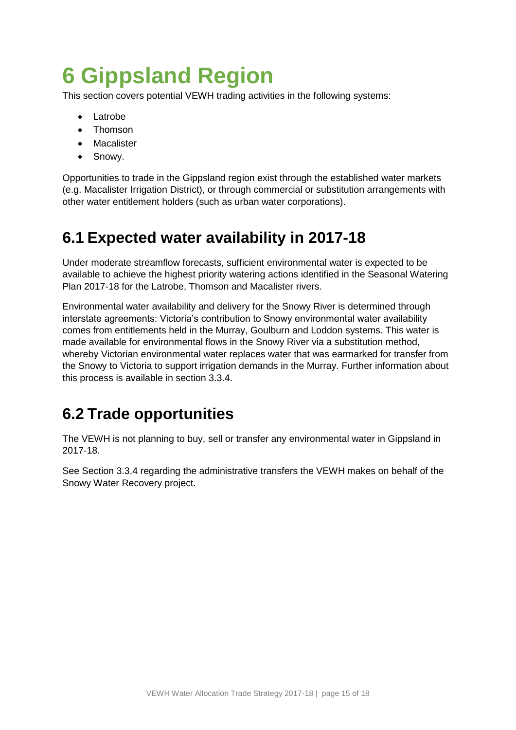# 6 Gippsland Region

This section covers potential VEWH trading activities in the following systems:

- Latrobe
- Thomson
- Macalister
- Snowy.

Opportunities to trade in the Gippsland region exist through the established water markets (e.g. Macalister Irrigation District), or through commercial or substitution arrangements with other water entitlement holders (such as urban water corporations).

## 6.1 Expected water availability in 2017-18

Under moderate streamflow forecasts, sufficient environmental water is expected to be available to achieve the highest priority watering actions identified in the Seasonal Watering Plan 2017-18 for the Latrobe, Thomson and Macalister rivers.

Environmental water availability and delivery for the Snowy River is determined through interstate agreements: Victoria's contribution to Snowy environmental water availability comes from entitlements held in the Murray, Goulburn and Loddon systems. This water is made available for environmental flows in the Snowy River via a substitution method, whereby Victorian environmental water replaces water that was earmarked for transfer from the Snowy to Victoria to support irrigation demands in the Murray. Further information about this process is available in section 3.3.4.

## 6.2 Trade opportunities

The VEWH is not planning to buy, sell or transfer any environmental water in Gippsland in 2017-18.

See Section 3.3.4 regarding the administrative transfers the VEWH makes on behalf of the Snowy Water Recovery project.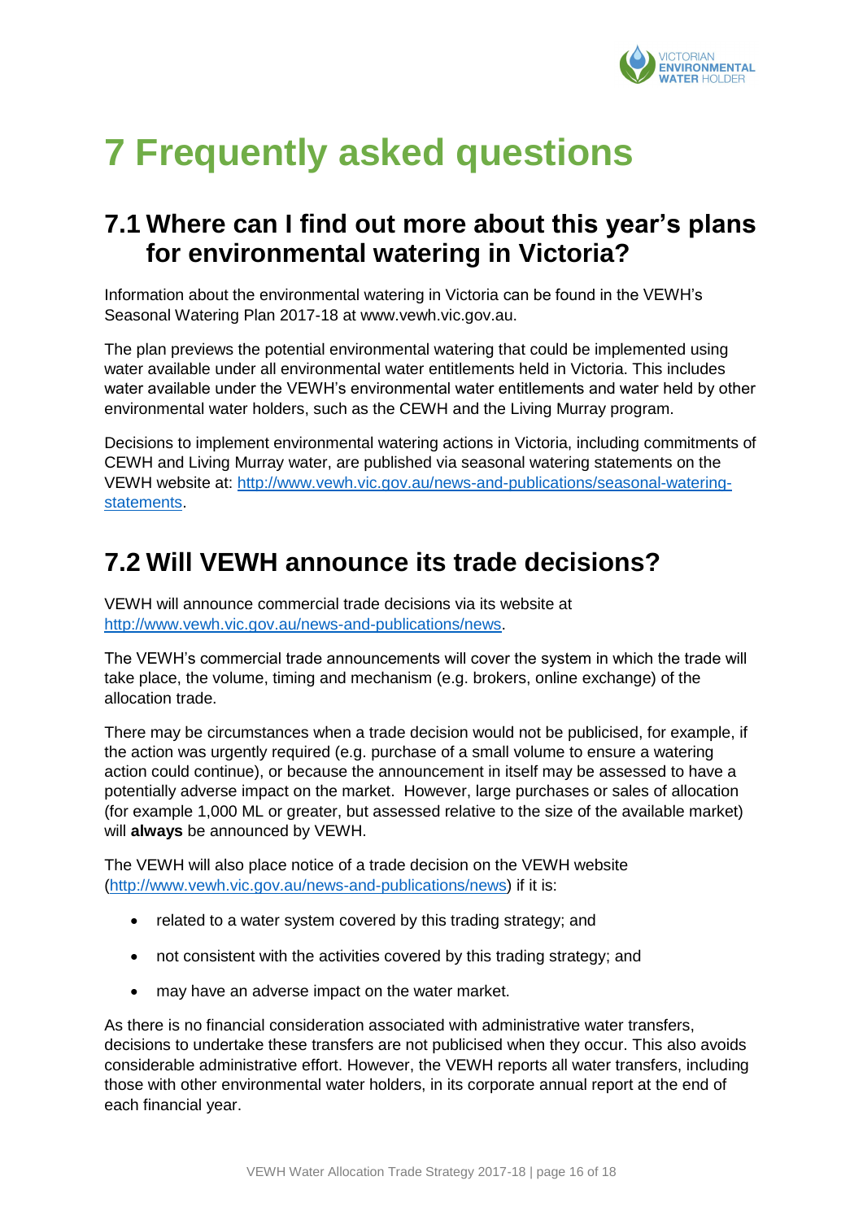# 7 Frequently asked questions

## 7.1 Where can I find out more about this year's plans for environmental watering in Victoria?

Information about the environmental watering in Victoria can be found in the VEWH's Seasonal Watering Plan 2017-18 at www.vewh.vic.gov.au.

The plan previews the potential environmental watering that could be implemented using water available under all environmental water entitlements held in Victoria. This includes water available under the VEWH's environmental water entitlements and water held by other environmental water holders, such as the CEWH and the Living Murray program.

Decisions to implement environmental watering actions in Victoria, including commitments of CEWH and Living Murray water, are published via seasonal watering statements on the VEWH website at: [http://www.vewh.vic.gov.au/news-and-publications/seasonal-watering-statements](http://www.vewh.vic.gov.au/news-and-publications/seasonal-watering-statements).

## 7.2 Will VEWH announce its trade decisions?

VEWH will announce commercial trade decisions via its website at [http://www.vewh.vic.gov.au/news-and-publications/news](http://www.vewh.vic.gov.au/news-and-publications/news).

The VEWH's commercial trade announcements will cover the system in which the trade will take place, the volume, timing and mechanism (e.g. brokers, online exchange) of the allocation trade.

There may be circumstances when a trade decision would not be publicised, for example, if the action was urgently required (e.g. purchase of a small volume to ensure a watering action could continue), or because the announcement in itself may be assessed to have a potentially adverse impact on the market. However, large purchases or sales of allocation (for example 1,000 ML or greater, but assessed relative to the size of the available market) will **always** be announced by VEWH.

The VEWH will also place notice of a trade decision on the VEWH website ([http://www.vewh.vic.gov.au/news-and-publications/news](http://www.vewh.vic.gov.au/news-and-publications/news)) if it is:

- related to a water system covered by this trading strategy; and
- not consistent with the activities covered by this trading strategy; and
- may have an adverse impact on the water market.

As there is no financial consideration associated with administrative water transfers, decisions to undertake these transfers are not publicised when they occur. This also avoids considerable administrative effort. However, the VEWH reports all water transfers, including those with other environmental water holders, in its corporate annual report at the end of each financial year.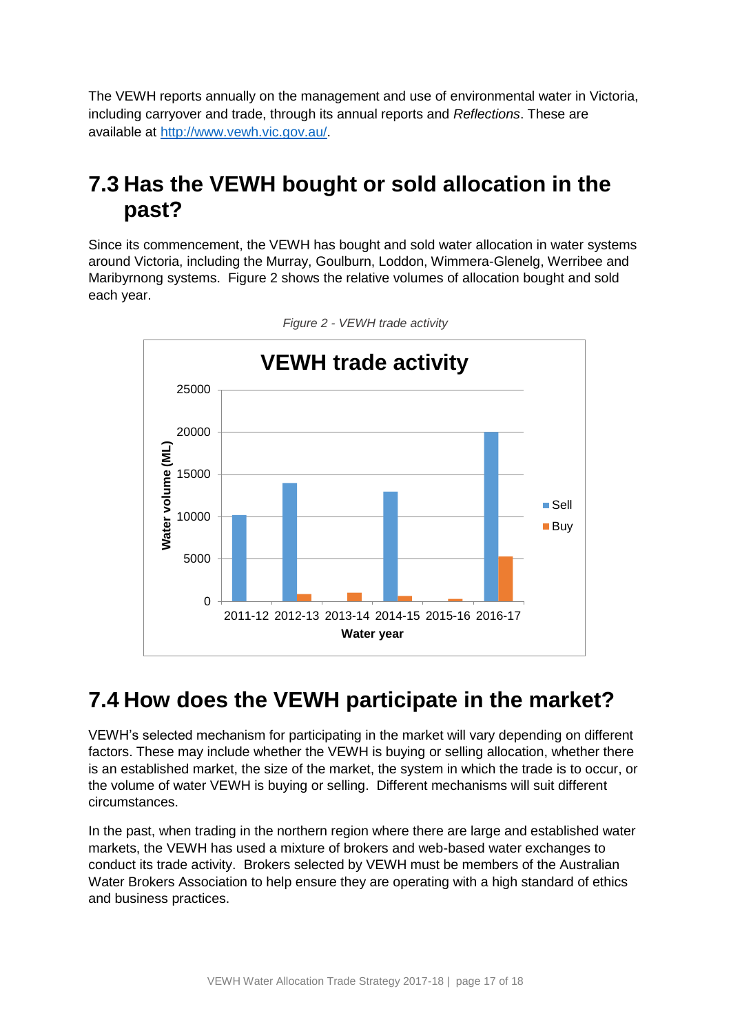The VEWH reports annually on the management and use of environmental water in Victoria, including carryover and trade, through its annual reports and *Reflections*. These are available at [http://www.vewh.vic.gov.au/](http://www.vewh.vic.gov.au/).

## 7.3 Has the VEWH bought or sold allocation in the past?

Since its commencement, the VEWH has bought and sold water allocation in water systems around Victoria, including the Murray, Goulburn, Loddon, Wimmera-Glenelg, Werribee and Maribyrnong systems. Figure 2 shows the relative volumes of allocation bought and sold each year.

*Figure 2 - VEWH trade activity*

## 7.4 How does the VEWH participate in the market?

VEWH's selected mechanism for participating in the market will vary depending on different factors. These may include whether the VEWH is buying or selling allocation, whether there is an established market, the size of the market, the system in which the trade is to occur, or the volume of water VEWH is buying or selling. Different mechanisms will suit different circumstances.

In the past, when trading in the northern region where there are large and established water markets, the VEWH has used a mixture of brokers and web-based water exchanges to conduct its trade activity. Brokers selected by VEWH must be members of the Australian Water Brokers Association to help ensure they are operating with a high standard of ethics and business practices.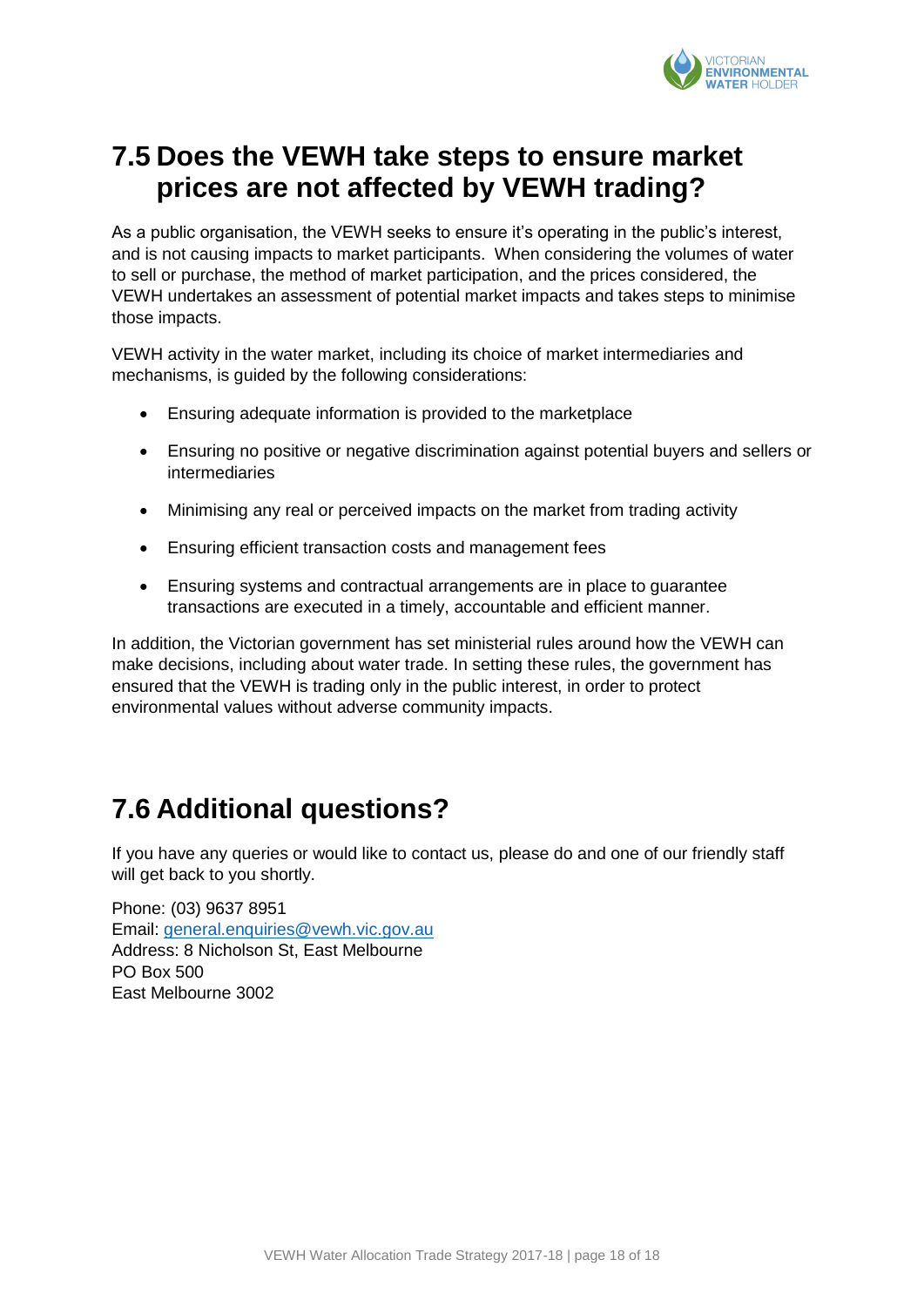## 7.5 Does the VEWH take steps to ensure market prices are not affected by VEWH trading?

As a public organisation, the VEWH seeks to ensure it's operating in the public's interest, and is not causing impacts to market participants. When considering the volumes of water to sell or purchase, the method of market participation, and the prices considered, the VEWH undertakes an assessment of potential market impacts and takes steps to minimise those impacts.

VEWH activity in the water market, including its choice of market intermediaries and mechanisms, is guided by the following considerations:

- Ensuring adequate information is provided to the marketplace
- Ensuring no positive or negative discrimination against potential buyers and sellers or intermediaries
- Minimising any real or perceived impacts on the market from trading activity
- Ensuring efficient transaction costs and management fees
- Ensuring systems and contractual arrangements are in place to guarantee transactions are executed in a timely, accountable and efficient manner.

In addition, the Victorian government has set ministerial rules around how the VEWH can make decisions, including about water trade. In setting these rules, the government has ensured that the VEWH is trading only in the public interest, in order to protect environmental values without adverse community impacts.

## 7.6 Additional questions?

If you have any queries or would like to contact us, please do and one of our friendly staff will get back to you shortly.

Phone: (03) 9637 8951
Email: general.enquiries@vewh.vic.gov.au
Address: 8 Nicholson St, East Melbourne
PO Box 500
East Melbourne 3002